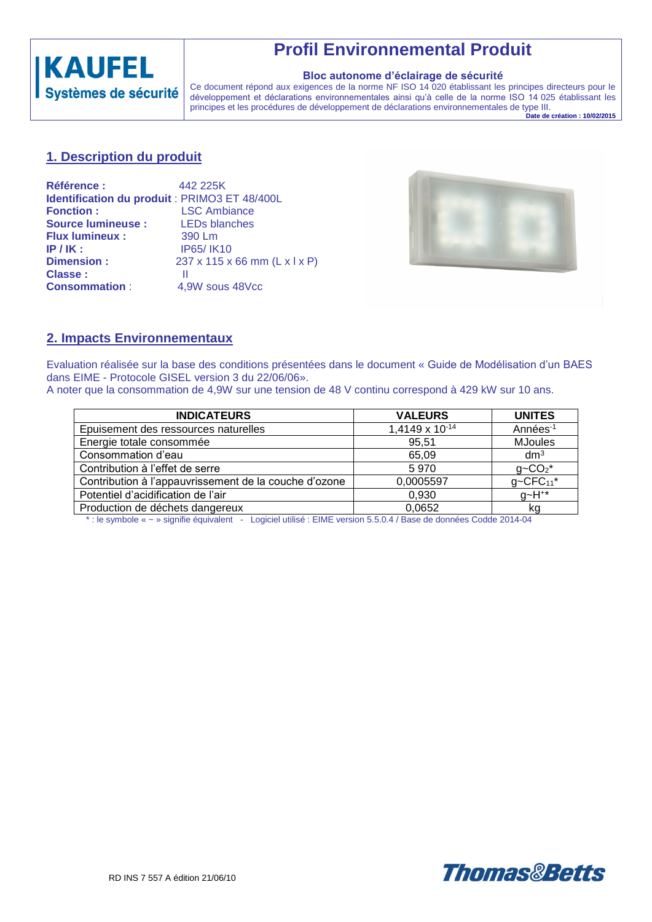KAUFEL
Systèmes de sécurité

# Profil Environnemental Produit

### Bloc autonome d'éclairage de sécurité

Ce document répond aux exigences de la norme NF ISO 14 020 établissant les principes directeurs pour le développement et déclarations environnementales ainsi qu'à celle de la norme ISO 14 025 établissant les principes et les procédures de développement de déclarations environnementales de type III.

**Date de création : 10/02/2015**

## 1. Description du produit

**Référence :** 442 225K
**Identification du produit** : PRIMO3 ET 48/400L
**Fonction :** LSC Ambiance
**Source lumineuse :** LEDs blanches
**Flux lumineux :** 390 Lm
**IP / IK :** IP65/ IK10
**Dimension :** 237 x 115 x 66 mm (L x l x P)
**Classe :** II
**Consommation** : 4,9W sous 48Vcc

## 2. Impacts Environnementaux

Evaluation réalisée sur la base des conditions présentées dans le document « Guide de Modélisation d'un BAES dans EIME - Protocole GISEL version 3 du 22/06/06».
A noter que la consommation de 4,9W sur une tension de 48 V continu correspond à 429 kW sur 10 ans.

| INDICATEURS | VALEURS | UNITES |
|---|---|---|
| Epuisement des ressources naturelles | $1,4149 \times 10^{-14}$ | $Années^{-1}$ |
| Energie totale consommée | 95,51 | MJoules |
| Consommation d'eau | 65,09 | $dm^3$ |
| Contribution à l'effet de serre | 5 970 | g~$CO_2$* |
| Contribution à l'appauvrissement de la couche d'ozone | 0,0005597 | g~$CFC_{11}$* |
| Potentiel d'acidification de l'air | 0,930 | g~$H^+$* |
| Production de déchets dangereux | 0,0652 | kg |

* : le symbole « ~ » signifie équivalent - Logiciel utilisé : EIME version 5.5.0.4 / Base de données Codde 2014-04

RD INS 7 557 A édition 21/06/10

Thomas&Betts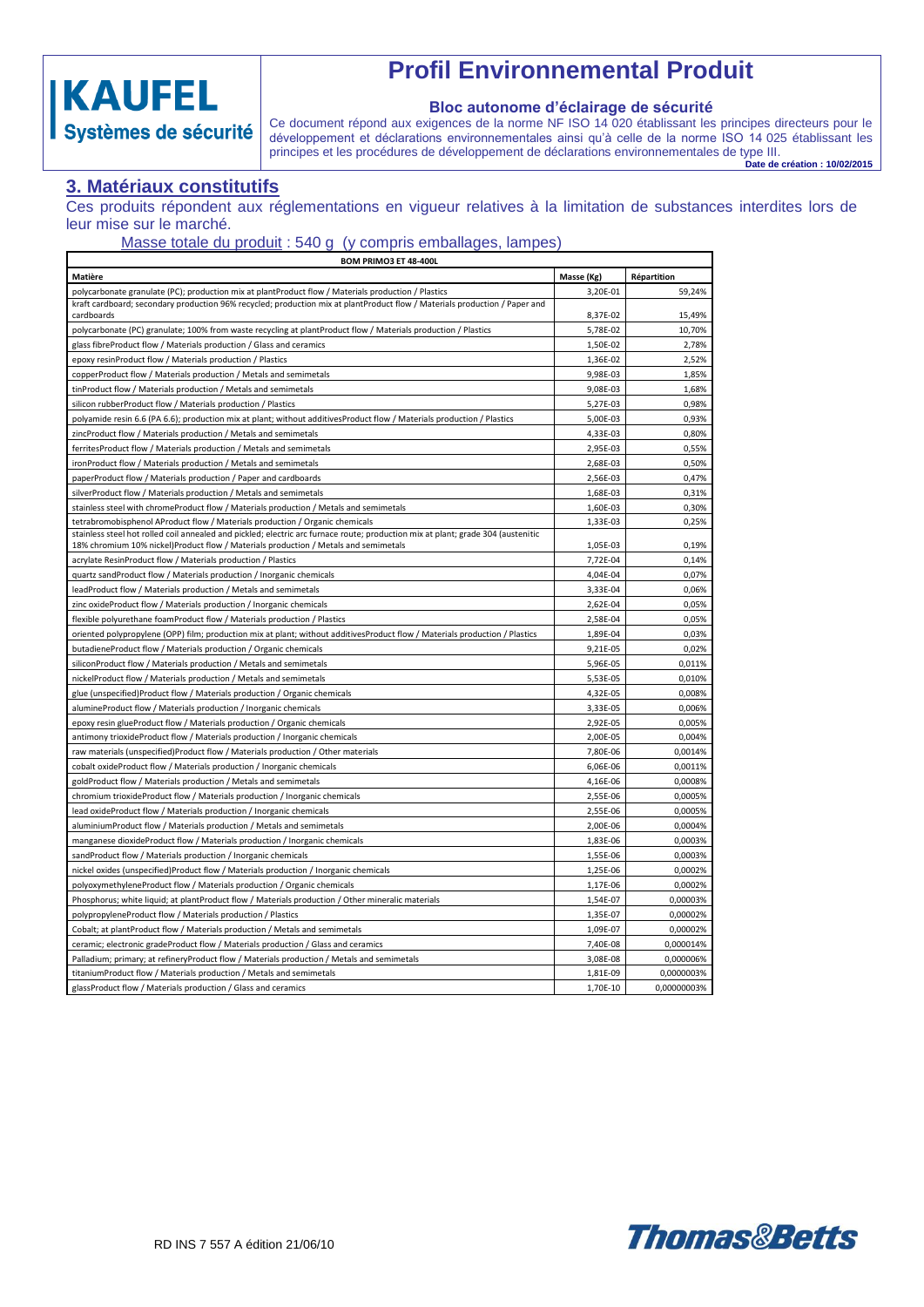# Profil Environnemental Produit

**Bloc autonome d'éclairage de sécurité**

Ce document répond aux exigences de la norme NF ISO 14 020 établissant les principes directeurs pour le développement et déclarations environnementales ainsi qu'à celle de la norme ISO 14 025 établissant les principes et les procédures de développement de déclarations environnementales de type III.

**Date de création : 10/02/2015**

## 3. Matériaux constitutifs

Ces produits répondent aux réglementations en vigueur relatives à la limitation de substances interdites lors de leur mise sur le marché.

Masse totale du produit : 540 g (y compris emballages, lampes)

| BOM PRIMO3 ET 48-400L | | |
|---|---|---|
| **Matière** | **Masse (Kg)** | **Répartition** |
| polycarbonate granulate (PC); production mix at plantProduct flow / Materials production / Plastics | 3,20E-01 | 59,24% |
| kraft cardboard; secondary production 96% recycled; production mix at plantProduct flow / Materials production / Paper and cardboards | 8,37E-02 | 15,49% |
| polycarbonate (PC) granulate; 100% from waste recycling at plantProduct flow / Materials production / Plastics | 5,78E-02 | 10,70% |
| glass fibreProduct flow / Materials production / Glass and ceramics | 1,50E-02 | 2,78% |
| epoxy resinProduct flow / Materials production / Plastics | 1,36E-02 | 2,52% |
| copperProduct flow / Materials production / Metals and semimetals | 9,98E-03 | 1,85% |
| tinProduct flow / Materials production / Metals and semimetals | 9,08E-03 | 1,68% |
| silicon rubberProduct flow / Materials production / Plastics | 5,27E-03 | 0,98% |
| polyamide resin 6.6 (PA 6.6); production mix at plant; without additivesProduct flow / Materials production / Plastics | 5,00E-03 | 0,93% |
| zincProduct flow / Materials production / Metals and semimetals | 4,33E-03 | 0,80% |
| ferritesProduct flow / Materials production / Metals and semimetals | 2,95E-03 | 0,55% |
| ironProduct flow / Materials production / Metals and semimetals | 2,68E-03 | 0,50% |
| paperProduct flow / Materials production / Paper and cardboards | 2,56E-03 | 0,47% |
| silverProduct flow / Materials production / Metals and semimetals | 1,68E-03 | 0,31% |
| stainless steel with chromeProduct flow / Materials production / Metals and semimetals | 1,60E-03 | 0,30% |
| tetrabromobisphenol AProduct flow / Materials production / Organic chemicals | 1,33E-03 | 0,25% |
| stainless steel hot rolled coil annealed and pickled; electric arc furnace route; production mix at plant; grade 304 (austenitic 18% chromium 10% nickel)Product flow / Materials production / Metals and semimetals | 1,05E-03 | 0,19% |
| acrylate ResinProduct flow / Materials production / Plastics | 7,72E-04 | 0,14% |
| quartz sandProduct flow / Materials production / Inorganic chemicals | 4,04E-04 | 0,07% |
| leadProduct flow / Materials production / Metals and semimetals | 3,33E-04 | 0,06% |
| zinc oxideProduct flow / Materials production / Inorganic chemicals | 2,62E-04 | 0,05% |
| flexible polyurethane foamProduct flow / Materials production / Plastics | 2,58E-04 | 0,05% |
| oriented polypropylene (OPP) film; production mix at plant; without additivesProduct flow / Materials production / Plastics | 1,89E-04 | 0,03% |
| butadieneProduct flow / Materials production / Organic chemicals | 9,21E-05 | 0,02% |
| siliconProduct flow / Materials production / Metals and semimetals | 5,96E-05 | 0,011% |
| nickelProduct flow / Materials production / Metals and semimetals | 5,53E-05 | 0,010% |
| glue (unspecified)Product flow / Materials production / Organic chemicals | 4,32E-05 | 0,008% |
| alumineProduct flow / Materials production / Inorganic chemicals | 3,33E-05 | 0,006% |
| epoxy resin glueProduct flow / Materials production / Organic chemicals | 2,92E-05 | 0,005% |
| antimony trioxideProduct flow / Materials production / Inorganic chemicals | 2,00E-05 | 0,004% |
| raw materials (unspecified)Product flow / Materials production / Other materials | 7,80E-06 | 0,0014% |
| cobalt oxideProduct flow / Materials production / Inorganic chemicals | 6,06E-06 | 0,0011% |
| goldProduct flow / Materials production / Metals and semimetals | 4,16E-06 | 0,0008% |
| chromium trioxideProduct flow / Materials production / Inorganic chemicals | 2,55E-06 | 0,0005% |
| lead oxideProduct flow / Materials production / Inorganic chemicals | 2,55E-06 | 0,0005% |
| aluminiumProduct flow / Materials production / Metals and semimetals | 2,00E-06 | 0,0004% |
| manganese dioxideProduct flow / Materials production / Inorganic chemicals | 1,83E-06 | 0,0003% |
| sandProduct flow / Materials production / Inorganic chemicals | 1,55E-06 | 0,0003% |
| nickel oxides (unspecified)Product flow / Materials production / Inorganic chemicals | 1,25E-06 | 0,0002% |
| polyoxymethyleneProduct flow / Materials production / Organic chemicals | 1,17E-06 | 0,0002% |
| Phosphorus; white liquid; at plantProduct flow / Materials production / Other mineralic materials | 1,54E-07 | 0,00003% |
| polypropyleneProduct flow / Materials production / Plastics | 1,35E-07 | 0,00002% |
| Cobalt; at plantProduct flow / Materials production / Metals and semimetals | 1,09E-07 | 0,00002% |
| ceramic; electronic gradeProduct flow / Materials production / Glass and ceramics | 7,40E-08 | 0,000014% |
| Palladium; primary; at refineryProduct flow / Materials production / Metals and semimetals | 3,08E-08 | 0,000006% |
| titaniumProduct flow / Materials production / Metals and semimetals | 1,81E-09 | 0,0000003% |
| glassProduct flow / Materials production / Glass and ceramics | 1,70E-10 | 0,00000003% |

RD INS 7 557 A édition 21/06/10